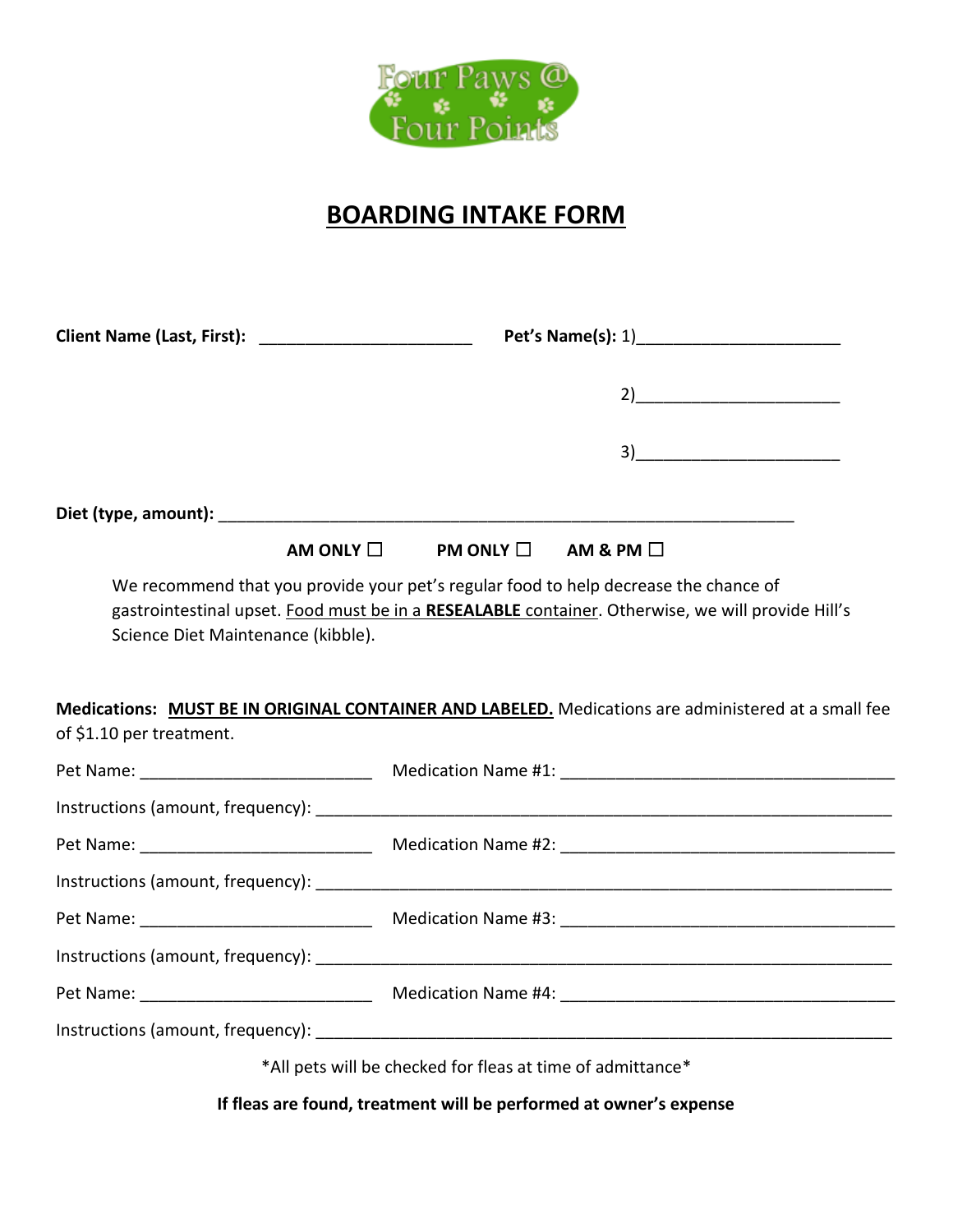Four Paws @ Four Points

# BOARDING INTAKE FORM

**Client Name (Last, First):** _______________________ **Pet's Name(s):** 1)_____________________

2)_____________________

3)_____________________

**Diet (type, amount):** ______________________________________________________________

**AM ONLY** ☐ **PM ONLY** ☐ **AM & PM** ☐

We recommend that you provide your pet's regular food to help decrease the chance of gastrointestinal upset. Food must be in a **RESEALABLE** container. Otherwise, we will provide Hill's Science Diet Maintenance (kibble).

**Medications: MUST BE IN ORIGINAL CONTAINER AND LABELED.** Medications are administered at a small fee of $1.10 per treatment.

Pet Name: _________________________ Medication Name #1: ___________________________________

Instructions (amount, frequency): _____________________________________________________________

Pet Name: _________________________ Medication Name #2: ___________________________________

Instructions (amount, frequency): _____________________________________________________________

Pet Name: _________________________ Medication Name #3: ___________________________________

Instructions (amount, frequency): _____________________________________________________________

Pet Name: _________________________ Medication Name #4: ___________________________________

Instructions (amount, frequency): _____________________________________________________________

*All pets will be checked for fleas at time of admittance*

**If fleas are found, treatment will be performed at owner's expense**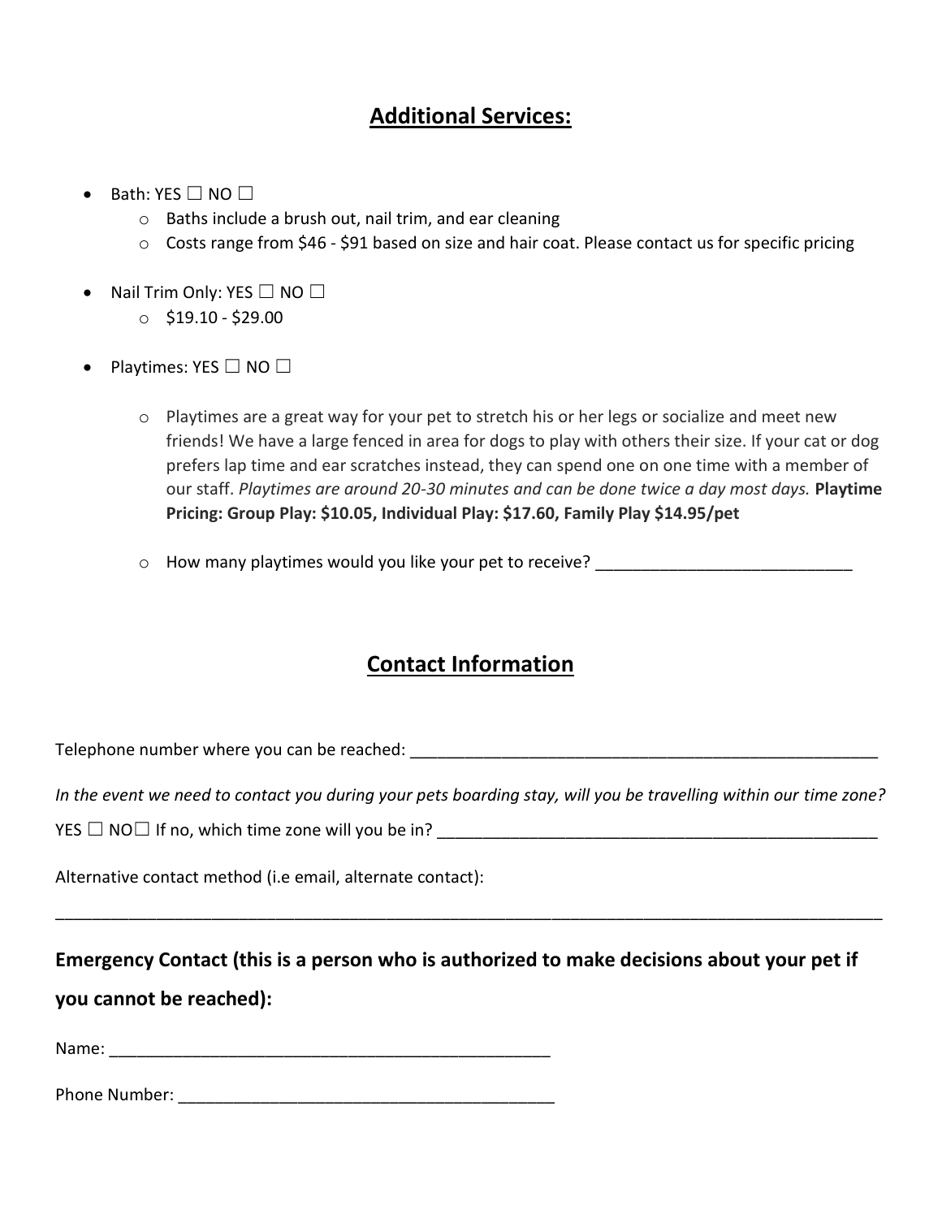## Additional Services:

- Bath: YES ☐ NO ☐
  - Baths include a brush out, nail trim, and ear cleaning
  - Costs range from $46 - $91 based on size and hair coat. Please contact us for specific pricing
- Nail Trim Only: YES ☐ NO ☐
  - $19.10 - $29.00
- Playtimes: YES ☐ NO ☐
  - Playtimes are a great way for your pet to stretch his or her legs or socialize and meet new friends! We have a large fenced in area for dogs to play with others their size. If your cat or dog prefers lap time and ear scratches instead, they can spend one on one time with a member of our staff. *Playtimes are around 20-30 minutes and can be done twice a day most days.* **Playtime Pricing: Group Play: $10.05, Individual Play: $17.60, Family Play $14.95/pet**
  - How many playtimes would you like your pet to receive? ___________________________

## Contact Information

Telephone number where you can be reached: _____________________________________________________

*In the event we need to contact you during your pets boarding stay, will you be travelling within our time zone?*

YES ☐ NO☐ If no, which time zone will you be in? __________________________________________________

Alternative contact method (i.e email, alternate contact):

______________________________________________________________________________________________

**Emergency Contact (this is a person who is authorized to make decisions about your pet if you cannot be reached):**

Name: __________________________________________________

Phone Number: __________________________________________